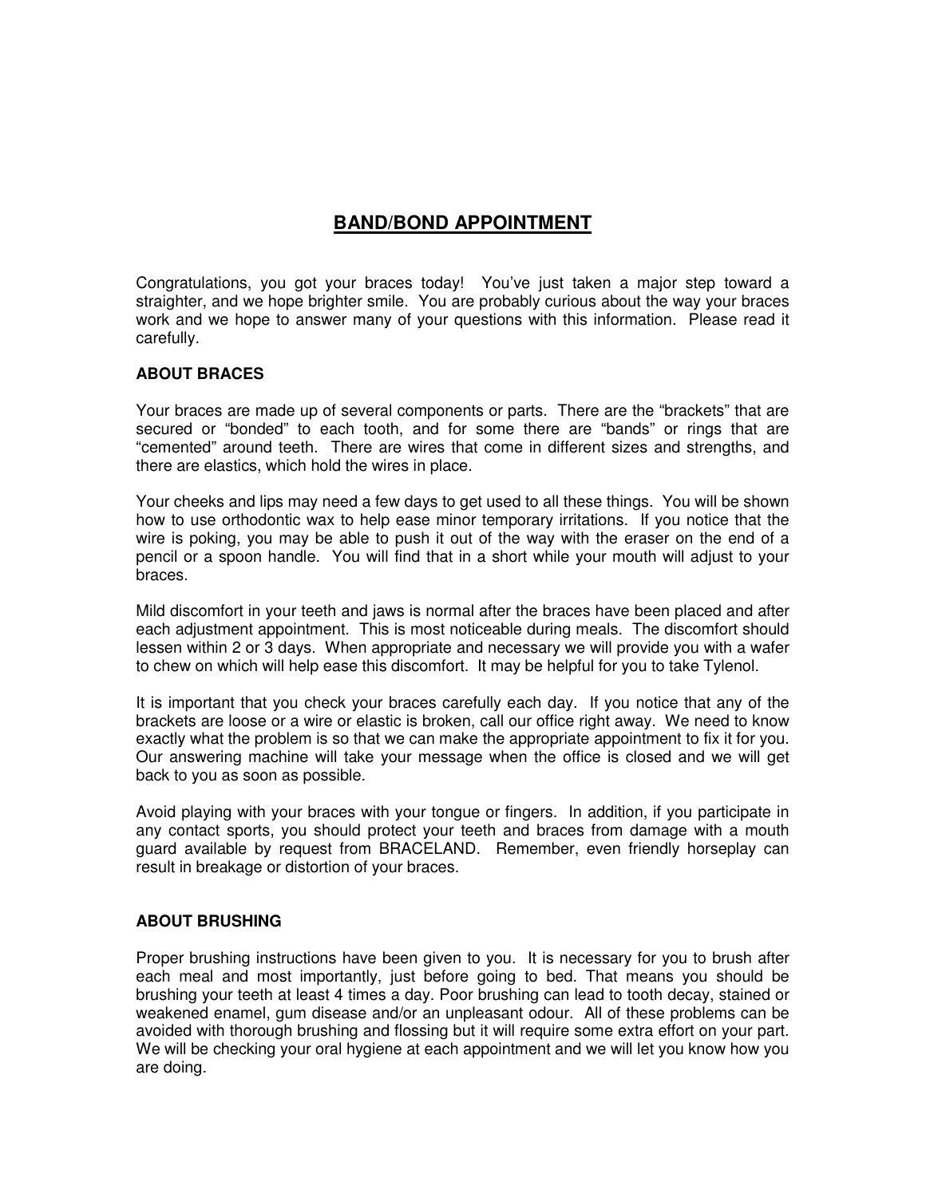# BAND/BOND APPOINTMENT

Congratulations, you got your braces today! You've just taken a major step toward a straighter, and we hope brighter smile. You are probably curious about the way your braces work and we hope to answer many of your questions with this information. Please read it carefully.

## ABOUT BRACES

Your braces are made up of several components or parts. There are the "brackets" that are secured or "bonded" to each tooth, and for some there are "bands" or rings that are "cemented" around teeth. There are wires that come in different sizes and strengths, and there are elastics, which hold the wires in place.

Your cheeks and lips may need a few days to get used to all these things. You will be shown how to use orthodontic wax to help ease minor temporary irritations. If you notice that the wire is poking, you may be able to push it out of the way with the eraser on the end of a pencil or a spoon handle. You will find that in a short while your mouth will adjust to your braces.

Mild discomfort in your teeth and jaws is normal after the braces have been placed and after each adjustment appointment. This is most noticeable during meals. The discomfort should lessen within 2 or 3 days. When appropriate and necessary we will provide you with a wafer to chew on which will help ease this discomfort. It may be helpful for you to take Tylenol.

It is important that you check your braces carefully each day. If you notice that any of the brackets are loose or a wire or elastic is broken, call our office right away. We need to know exactly what the problem is so that we can make the appropriate appointment to fix it for you. Our answering machine will take your message when the office is closed and we will get back to you as soon as possible.

Avoid playing with your braces with your tongue or fingers. In addition, if you participate in any contact sports, you should protect your teeth and braces from damage with a mouth guard available by request from BRACELAND. Remember, even friendly horseplay can result in breakage or distortion of your braces.

## ABOUT BRUSHING

Proper brushing instructions have been given to you. It is necessary for you to brush after each meal and most importantly, just before going to bed. That means you should be brushing your teeth at least 4 times a day. Poor brushing can lead to tooth decay, stained or weakened enamel, gum disease and/or an unpleasant odour. All of these problems can be avoided with thorough brushing and flossing but it will require some extra effort on your part. We will be checking your oral hygiene at each appointment and we will let you know how you are doing.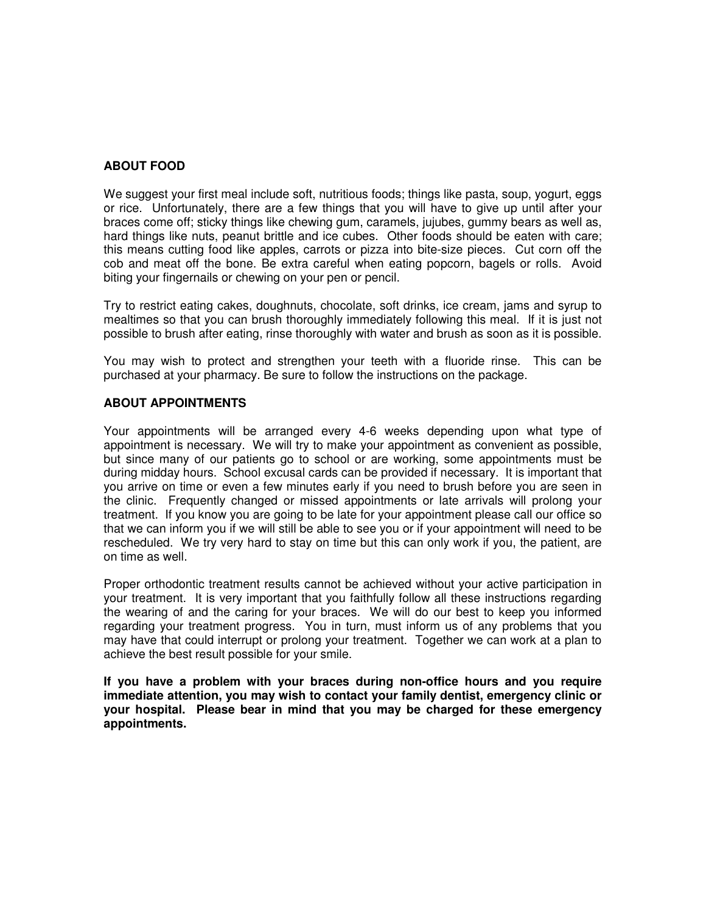## ABOUT FOOD

We suggest your first meal include soft, nutritious foods; things like pasta, soup, yogurt, eggs or rice. Unfortunately, there are a few things that you will have to give up until after your braces come off; sticky things like chewing gum, caramels, jujubes, gummy bears as well as, hard things like nuts, peanut brittle and ice cubes. Other foods should be eaten with care; this means cutting food like apples, carrots or pizza into bite-size pieces. Cut corn off the cob and meat off the bone. Be extra careful when eating popcorn, bagels or rolls. Avoid biting your fingernails or chewing on your pen or pencil.

Try to restrict eating cakes, doughnuts, chocolate, soft drinks, ice cream, jams and syrup to mealtimes so that you can brush thoroughly immediately following this meal. If it is just not possible to brush after eating, rinse thoroughly with water and brush as soon as it is possible.

You may wish to protect and strengthen your teeth with a fluoride rinse. This can be purchased at your pharmacy. Be sure to follow the instructions on the package.

## ABOUT APPOINTMENTS

Your appointments will be arranged every 4-6 weeks depending upon what type of appointment is necessary. We will try to make your appointment as convenient as possible, but since many of our patients go to school or are working, some appointments must be during midday hours. School excusal cards can be provided if necessary. It is important that you arrive on time or even a few minutes early if you need to brush before you are seen in the clinic. Frequently changed or missed appointments or late arrivals will prolong your treatment. If you know you are going to be late for your appointment please call our office so that we can inform you if we will still be able to see you or if your appointment will need to be rescheduled. We try very hard to stay on time but this can only work if you, the patient, are on time as well.

Proper orthodontic treatment results cannot be achieved without your active participation in your treatment. It is very important that you faithfully follow all these instructions regarding the wearing of and the caring for your braces. We will do our best to keep you informed regarding your treatment progress. You in turn, must inform us of any problems that you may have that could interrupt or prolong your treatment. Together we can work at a plan to achieve the best result possible for your smile.

**If you have a problem with your braces during non-office hours and you require immediate attention, you may wish to contact your family dentist, emergency clinic or your hospital. Please bear in mind that you may be charged for these emergency appointments.**